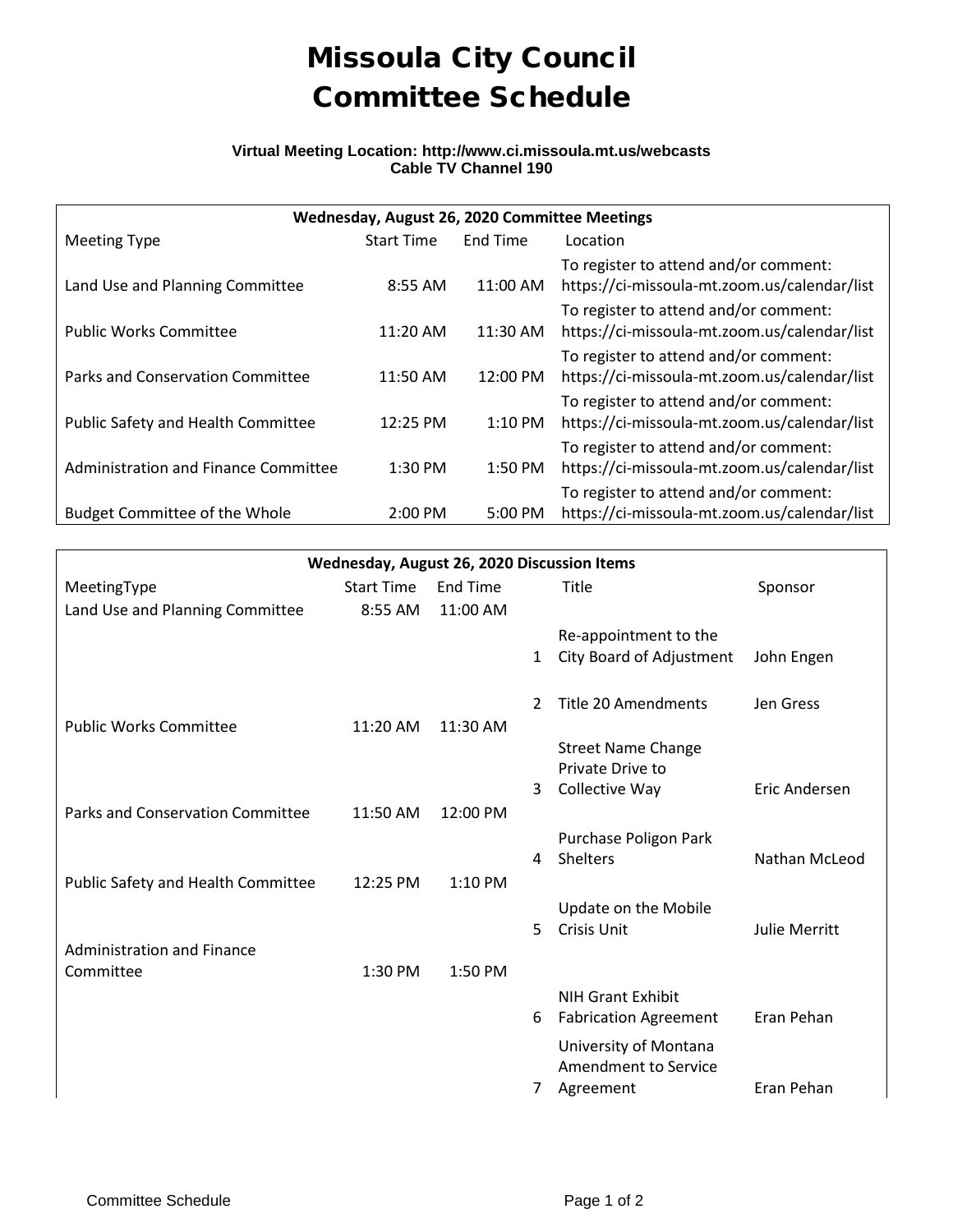# Missoula City Council
# Committee Schedule

**Virtual Meeting Location: http://www.ci.missoula.mt.us/webcasts**
**Cable TV Channel 190**

| Wednesday, August 26, 2020 Committee Meetings | | | |
|---|---|---|---|
| Meeting Type | Start Time | End Time | Location |
| Land Use and Planning Committee | 8:55 AM | 11:00 AM | To register to attend and/or comment: https://ci-missoula-mt.zoom.us/calendar/list |
| Public Works Committee | 11:20 AM | 11:30 AM | To register to attend and/or comment: https://ci-missoula-mt.zoom.us/calendar/list |
| Parks and Conservation Committee | 11:50 AM | 12:00 PM | To register to attend and/or comment: https://ci-missoula-mt.zoom.us/calendar/list |
| Public Safety and Health Committee | 12:25 PM | 1:10 PM | To register to attend and/or comment: https://ci-missoula-mt.zoom.us/calendar/list |
| Administration and Finance Committee | 1:30 PM | 1:50 PM | To register to attend and/or comment: https://ci-missoula-mt.zoom.us/calendar/list |
| Budget Committee of the Whole | 2:00 PM | 5:00 PM | To register to attend and/or comment: https://ci-missoula-mt.zoom.us/calendar/list |

| Wednesday, August 26, 2020 Discussion Items | | | | | |
|---|---|---|---|---|---|
| MeetingType | Start Time | End Time | | Title | Sponsor |
| Land Use and Planning Committee | 8:55 AM | 11:00 AM | | | |
| | | | 1 | Re-appointment to the City Board of Adjustment | John Engen |
| | | | 2 | Title 20 Amendments | Jen Gress |
| Public Works Committee | 11:20 AM | 11:30 AM | | | |
| | | | 3 | Street Name Change Private Drive to Collective Way | Eric Andersen |
| Parks and Conservation Committee | 11:50 AM | 12:00 PM | | | |
| | | | 4 | Purchase Poligon Park Shelters | Nathan McLeod |
| Public Safety and Health Committee | 12:25 PM | 1:10 PM | | | |
| | | | 5 | Update on the Mobile Crisis Unit | Julie Merritt |
| Administration and Finance Committee | 1:30 PM | 1:50 PM | | | |
| | | | 6 | NIH Grant Exhibit Fabrication Agreement | Eran Pehan |
| | | | 7 | University of Montana Amendment to Service Agreement | Eran Pehan |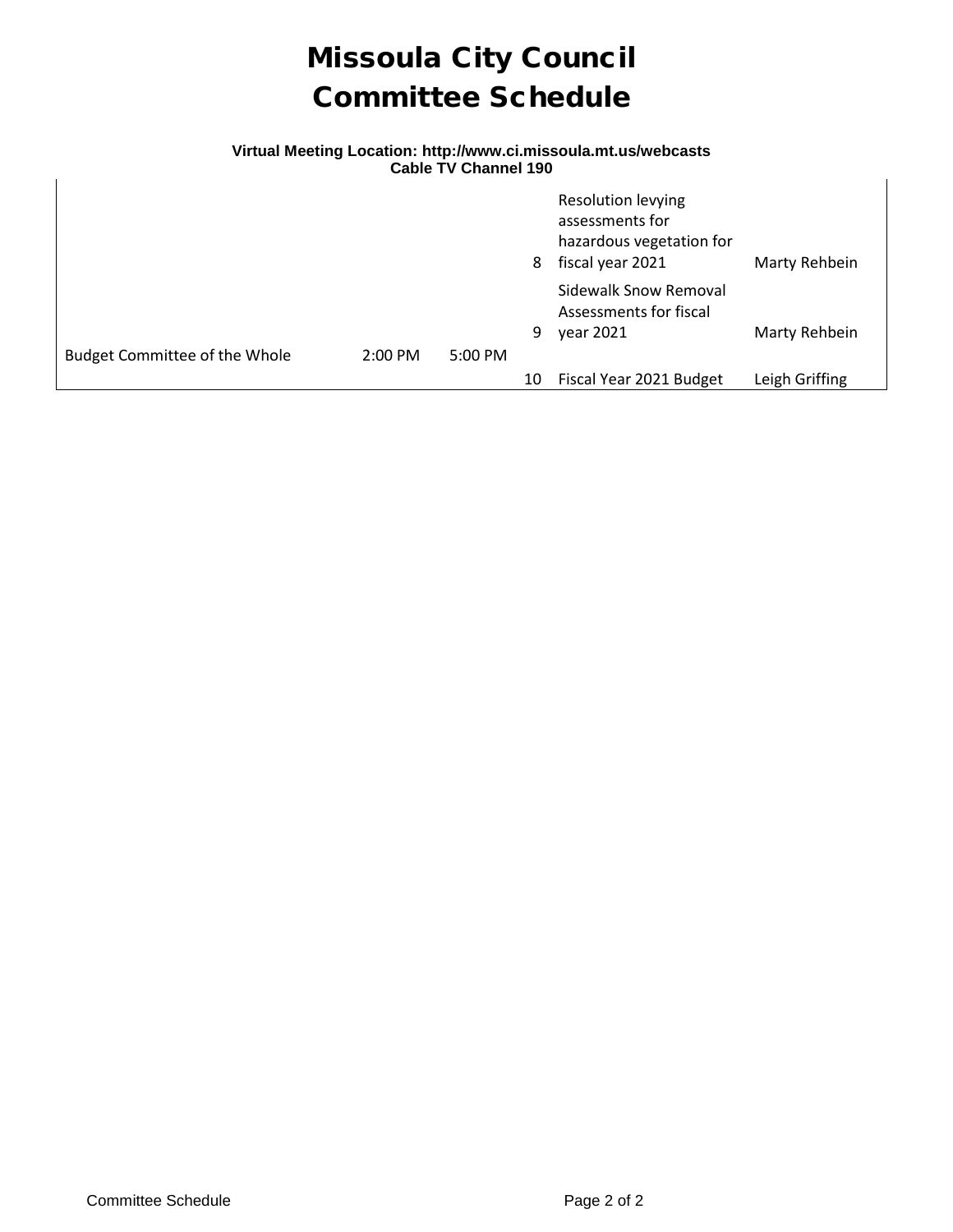# Missoula City Council
# Committee Schedule

**Virtual Meeting Location: http://www.ci.missoula.mt.us/webcasts**
**Cable TV Channel 190**

| | | | | | |
|---|---|---|---|---|---|
| | | | 8 | Resolution levying assessments for hazardous vegetation for fiscal year 2021 | Marty Rehbein |
| | | | 9 | Sidewalk Snow Removal Assessments for fiscal year 2021 | Marty Rehbein |
| Budget Committee of the Whole | 2:00 PM | 5:00 PM | | | |
| | | | 10 | Fiscal Year 2021 Budget | Leigh Griffing |